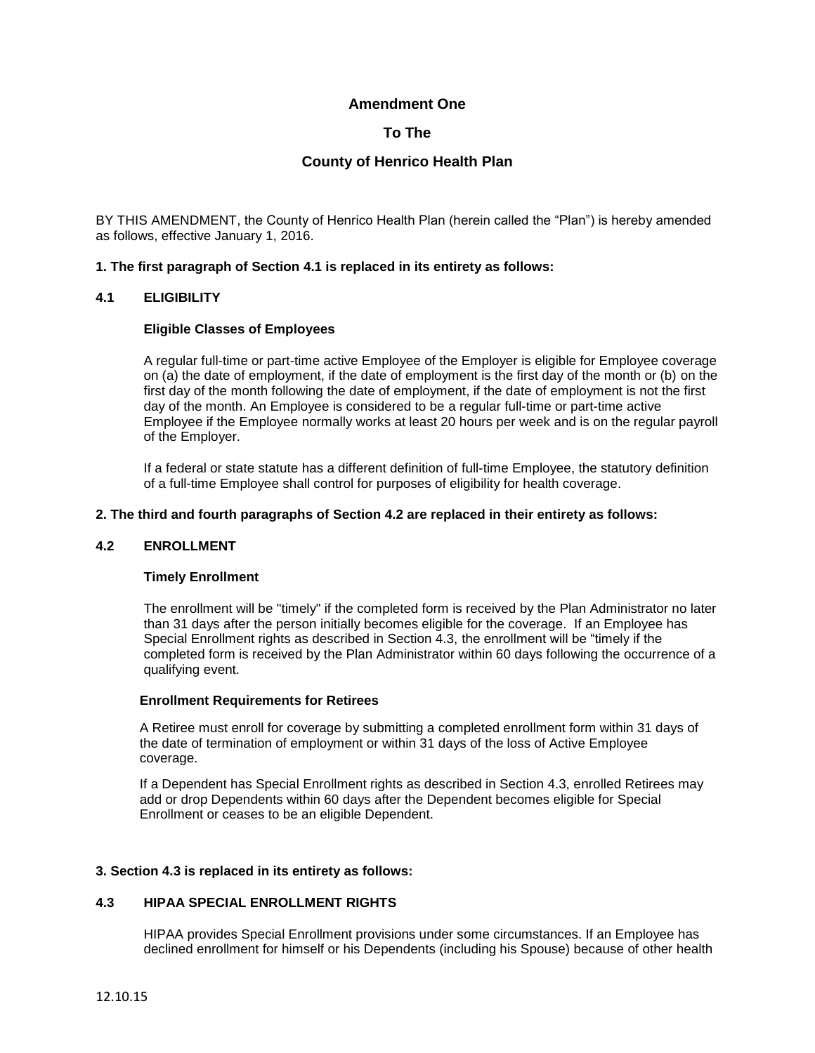# Amendment One

# To The

# County of Henrico Health Plan

BY THIS AMENDMENT, the County of Henrico Health Plan (herein called the "Plan") is hereby amended as follows, effective January 1, 2016.

**1. The first paragraph of Section 4.1 is replaced in its entirety as follows:**

**4.1 ELIGIBILITY**

**Eligible Classes of Employees**

A regular full-time or part-time active Employee of the Employer is eligible for Employee coverage on (a) the date of employment, if the date of employment is the first day of the month or (b) on the first day of the month following the date of employment, if the date of employment is not the first day of the month. An Employee is considered to be a regular full-time or part-time active Employee if the Employee normally works at least 20 hours per week and is on the regular payroll of the Employer.

If a federal or state statute has a different definition of full-time Employee, the statutory definition of a full-time Employee shall control for purposes of eligibility for health coverage.

**2. The third and fourth paragraphs of Section 4.2 are replaced in their entirety as follows:**

**4.2 ENROLLMENT**

**Timely Enrollment**

The enrollment will be "timely" if the completed form is received by the Plan Administrator no later than 31 days after the person initially becomes eligible for the coverage. If an Employee has Special Enrollment rights as described in Section 4.3, the enrollment will be "timely if the completed form is received by the Plan Administrator within 60 days following the occurrence of a qualifying event.

**Enrollment Requirements for Retirees**

A Retiree must enroll for coverage by submitting a completed enrollment form within 31 days of the date of termination of employment or within 31 days of the loss of Active Employee coverage.

If a Dependent has Special Enrollment rights as described in Section 4.3, enrolled Retirees may add or drop Dependents within 60 days after the Dependent becomes eligible for Special Enrollment or ceases to be an eligible Dependent.

**3. Section 4.3 is replaced in its entirety as follows:**

**4.3 HIPAA SPECIAL ENROLLMENT RIGHTS**

HIPAA provides Special Enrollment provisions under some circumstances. If an Employee has declined enrollment for himself or his Dependents (including his Spouse) because of other health

12.10.15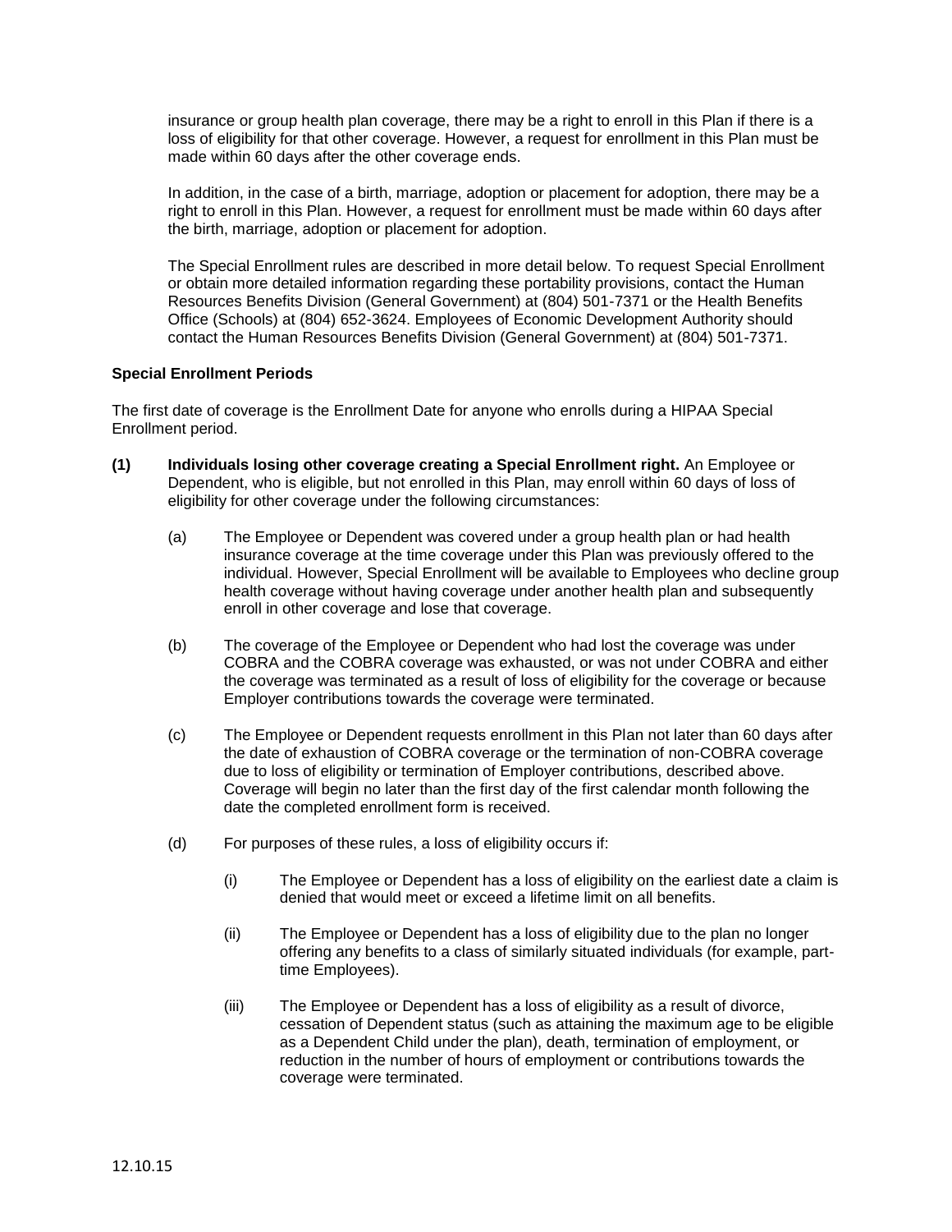insurance or group health plan coverage, there may be a right to enroll in this Plan if there is a loss of eligibility for that other coverage. However, a request for enrollment in this Plan must be made within 60 days after the other coverage ends.

In addition, in the case of a birth, marriage, adoption or placement for adoption, there may be a right to enroll in this Plan. However, a request for enrollment must be made within 60 days after the birth, marriage, adoption or placement for adoption.

The Special Enrollment rules are described in more detail below. To request Special Enrollment or obtain more detailed information regarding these portability provisions, contact the Human Resources Benefits Division (General Government) at (804) 501-7371 or the Health Benefits Office (Schools) at (804) 652-3624. Employees of Economic Development Authority should contact the Human Resources Benefits Division (General Government) at (804) 501-7371.

**Special Enrollment Periods**

The first date of coverage is the Enrollment Date for anyone who enrolls during a HIPAA Special Enrollment period.

**(1) Individuals losing other coverage creating a Special Enrollment right.** An Employee or Dependent, who is eligible, but not enrolled in this Plan, may enroll within 60 days of loss of eligibility for other coverage under the following circumstances:

(a) The Employee or Dependent was covered under a group health plan or had health insurance coverage at the time coverage under this Plan was previously offered to the individual. However, Special Enrollment will be available to Employees who decline group health coverage without having coverage under another health plan and subsequently enroll in other coverage and lose that coverage.

(b) The coverage of the Employee or Dependent who had lost the coverage was under COBRA and the COBRA coverage was exhausted, or was not under COBRA and either the coverage was terminated as a result of loss of eligibility for the coverage or because Employer contributions towards the coverage were terminated.

(c) The Employee or Dependent requests enrollment in this Plan not later than 60 days after the date of exhaustion of COBRA coverage or the termination of non-COBRA coverage due to loss of eligibility or termination of Employer contributions, described above. Coverage will begin no later than the first day of the first calendar month following the date the completed enrollment form is received.

(d) For purposes of these rules, a loss of eligibility occurs if:

(i) The Employee or Dependent has a loss of eligibility on the earliest date a claim is denied that would meet or exceed a lifetime limit on all benefits.

(ii) The Employee or Dependent has a loss of eligibility due to the plan no longer offering any benefits to a class of similarly situated individuals (for example, part-time Employees).

(iii) The Employee or Dependent has a loss of eligibility as a result of divorce, cessation of Dependent status (such as attaining the maximum age to be eligible as a Dependent Child under the plan), death, termination of employment, or reduction in the number of hours of employment or contributions towards the coverage were terminated.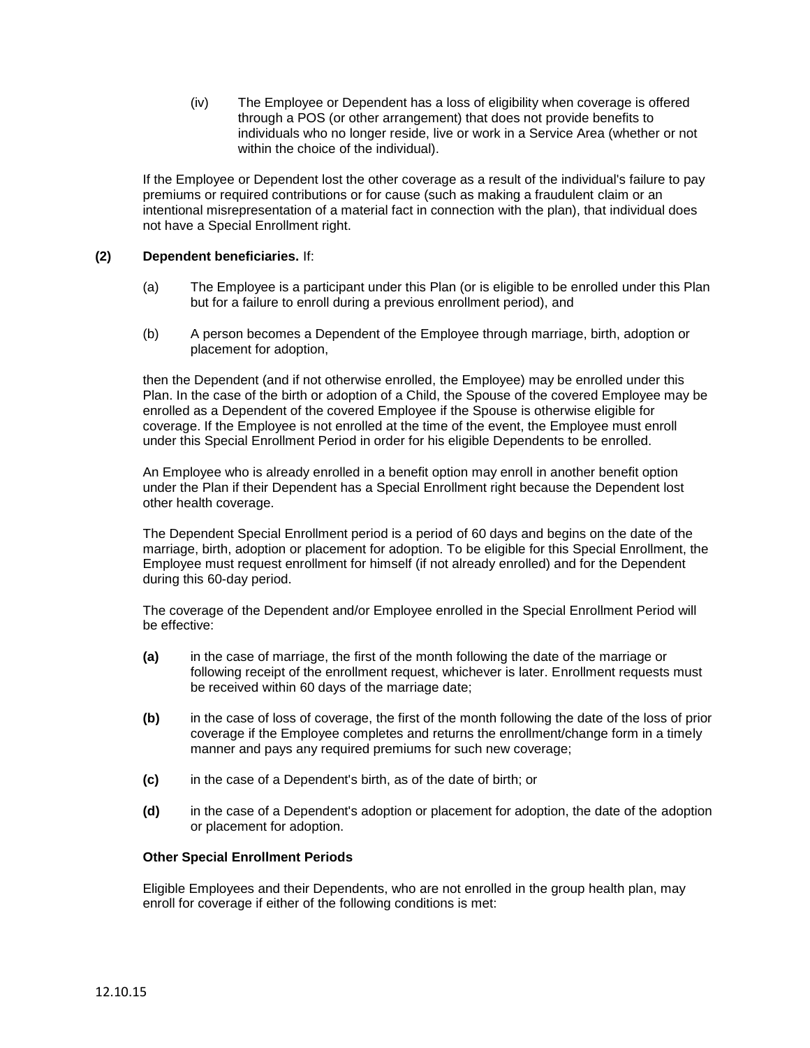(iv) The Employee or Dependent has a loss of eligibility when coverage is offered through a POS (or other arrangement) that does not provide benefits to individuals who no longer reside, live or work in a Service Area (whether or not within the choice of the individual).

If the Employee or Dependent lost the other coverage as a result of the individual's failure to pay premiums or required contributions or for cause (such as making a fraudulent claim or an intentional misrepresentation of a material fact in connection with the plan), that individual does not have a Special Enrollment right.

**(2) Dependent beneficiaries.** If:

(a) The Employee is a participant under this Plan (or is eligible to be enrolled under this Plan but for a failure to enroll during a previous enrollment period), and

(b) A person becomes a Dependent of the Employee through marriage, birth, adoption or placement for adoption,

then the Dependent (and if not otherwise enrolled, the Employee) may be enrolled under this Plan. In the case of the birth or adoption of a Child, the Spouse of the covered Employee may be enrolled as a Dependent of the covered Employee if the Spouse is otherwise eligible for coverage. If the Employee is not enrolled at the time of the event, the Employee must enroll under this Special Enrollment Period in order for his eligible Dependents to be enrolled.

An Employee who is already enrolled in a benefit option may enroll in another benefit option under the Plan if their Dependent has a Special Enrollment right because the Dependent lost other health coverage.

The Dependent Special Enrollment period is a period of 60 days and begins on the date of the marriage, birth, adoption or placement for adoption. To be eligible for this Special Enrollment, the Employee must request enrollment for himself (if not already enrolled) and for the Dependent during this 60-day period.

The coverage of the Dependent and/or Employee enrolled in the Special Enrollment Period will be effective:

**(a)** in the case of marriage, the first of the month following the date of the marriage or following receipt of the enrollment request, whichever is later. Enrollment requests must be received within 60 days of the marriage date;

**(b)** in the case of loss of coverage, the first of the month following the date of the loss of prior coverage if the Employee completes and returns the enrollment/change form in a timely manner and pays any required premiums for such new coverage;

**(c)** in the case of a Dependent's birth, as of the date of birth; or

**(d)** in the case of a Dependent's adoption or placement for adoption, the date of the adoption or placement for adoption.

**Other Special Enrollment Periods**

Eligible Employees and their Dependents, who are not enrolled in the group health plan, may enroll for coverage if either of the following conditions is met: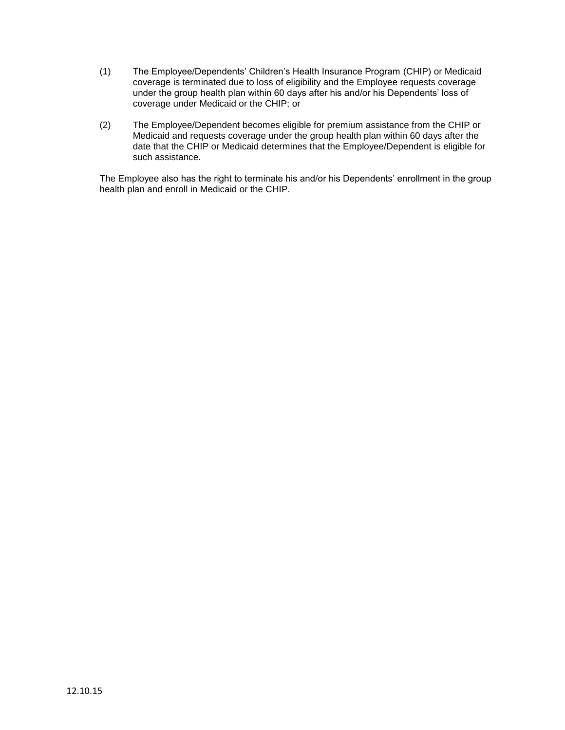(1) The Employee/Dependents' Children's Health Insurance Program (CHIP) or Medicaid coverage is terminated due to loss of eligibility and the Employee requests coverage under the group health plan within 60 days after his and/or his Dependents' loss of coverage under Medicaid or the CHIP; or

(2) The Employee/Dependent becomes eligible for premium assistance from the CHIP or Medicaid and requests coverage under the group health plan within 60 days after the date that the CHIP or Medicaid determines that the Employee/Dependent is eligible for such assistance.

The Employee also has the right to terminate his and/or his Dependents' enrollment in the group health plan and enroll in Medicaid or the CHIP.